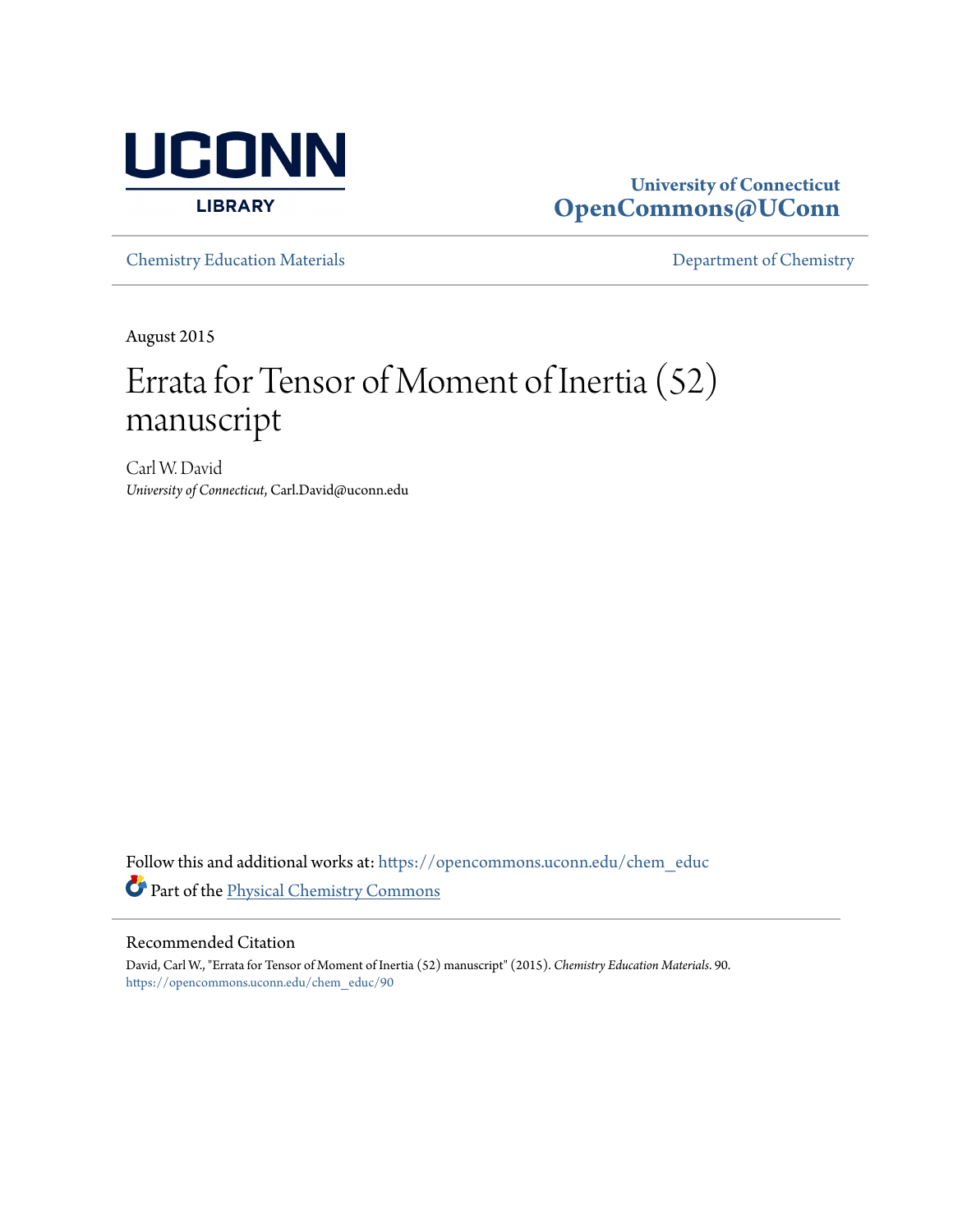UCONN LIBRARY

University of Connecticut
**OpenCommons@UConn**

Chemistry Education Materials | Department of Chemistry

August 2015

# Errata for Tensor of Moment of Inertia (52) manuscript

Carl W. David
*University of Connecticut*, Carl.David@uconn.edu

Follow this and additional works at: https://opencommons.uconn.edu/chem_educ

Part of the Physical Chemistry Commons

## Recommended Citation

David, Carl W., "Errata for Tensor of Moment of Inertia (52) manuscript" (2015). *Chemistry Education Materials*. 90.
https://opencommons.uconn.edu/chem_educ/90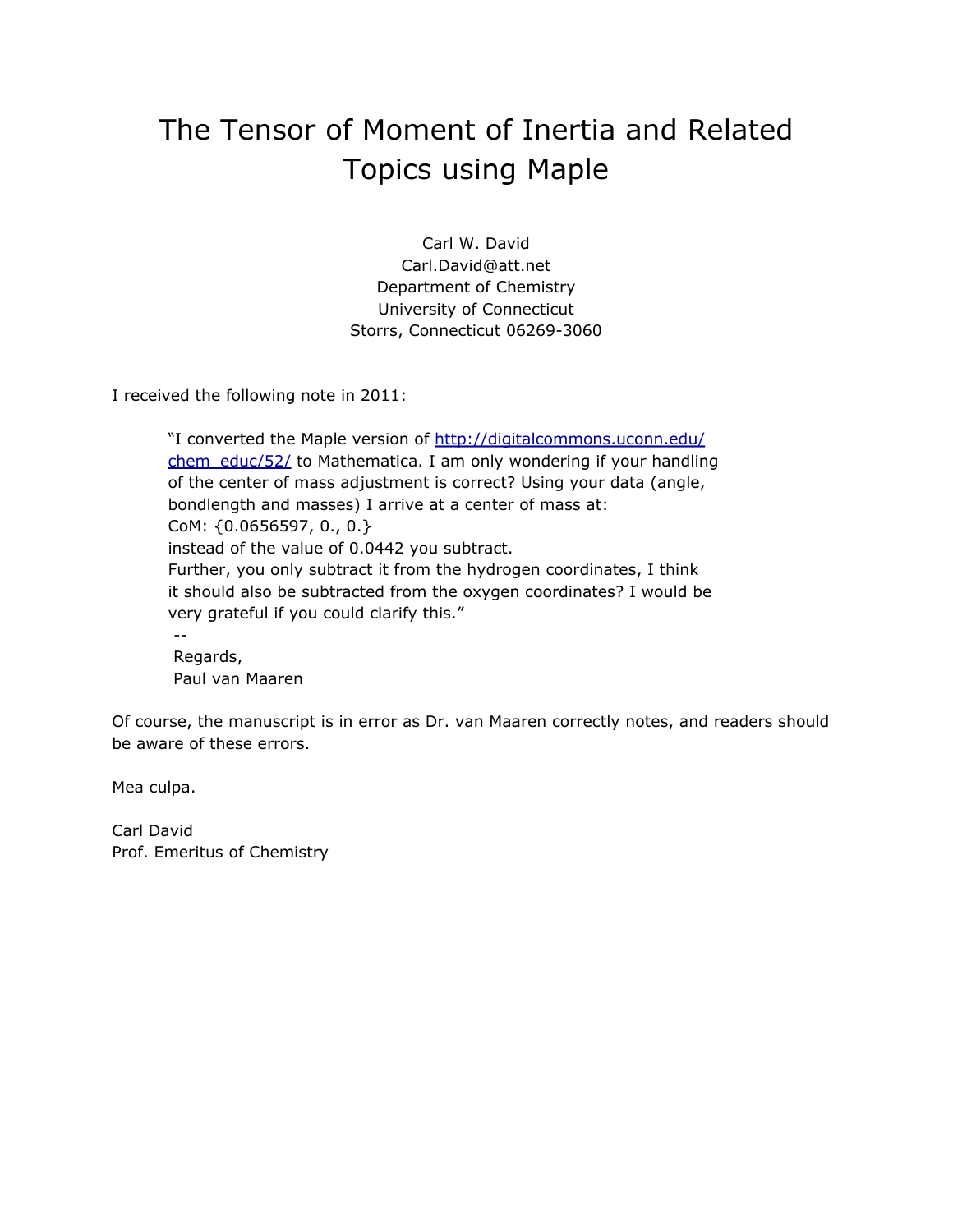# The Tensor of Moment of Inertia and Related Topics using Maple

Carl W. David
Carl.David@att.net
Department of Chemistry
University of Connecticut
Storrs, Connecticut 06269-3060

I received the following note in 2011:

> "I converted the Maple version of http://digitalcommons.uconn.edu/chem_educ/52/ to Mathematica. I am only wondering if your handling of the center of mass adjustment is correct? Using your data (angle, bondlength and masses) I arrive at a center of mass at:
> CoM: {0.0656597, 0., 0.}
> instead of the value of 0.0442 you subtract.
> Further, you only subtract it from the hydrogen coordinates, I think it should also be subtracted from the oxygen coordinates? I would be very grateful if you could clarify this."
>
> --
> Regards,
> Paul van Maaren

Of course, the manuscript is in error as Dr. van Maaren correctly notes, and readers should be aware of these errors.

Mea culpa.

Carl David
Prof. Emeritus of Chemistry